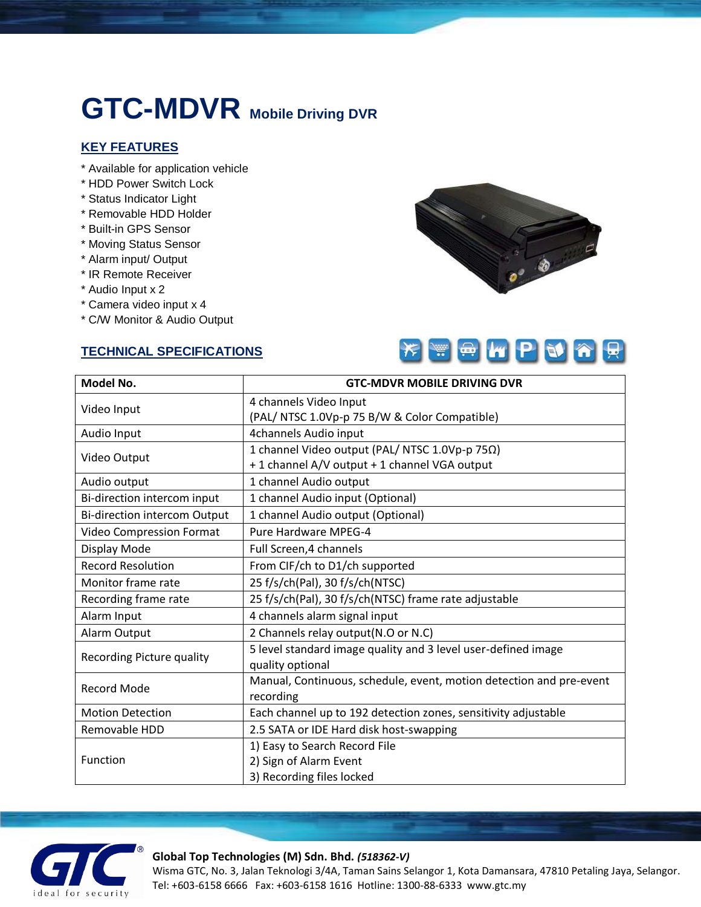# GTC-MDVR Mobile Driving DVR

## KEY FEATURES

* Available for application vehicle
* HDD Power Switch Lock
* Status Indicator Light
* Removable HDD Holder
* Built-in GPS Sensor
* Moving Status Sensor
* Alarm input/ Output
* IR Remote Receiver
* Audio Input x 2
* Camera video input x 4
* C/W Monitor & Audio Output

## TECHNICAL SPECIFICATIONS

| Model No. | GTC-MDVR MOBILE DRIVING DVR |
|---|---|
| Video Input | 4 channels Video Input<br>(PAL/ NTSC 1.0Vp-p 75 B/W & Color Compatible) |
| Audio Input | 4channels Audio input |
| Video Output | 1 channel Video output (PAL/ NTSC 1.0Vp-p 75Ω)<br>+ 1 channel A/V output + 1 channel VGA output |
| Audio output | 1 channel Audio output |
| Bi-direction intercom input | 1 channel Audio input (Optional) |
| Bi-direction intercom Output | 1 channel Audio output (Optional) |
| Video Compression Format | Pure Hardware MPEG-4 |
| Display Mode | Full Screen,4 channels |
| Record Resolution | From CIF/ch to D1/ch supported |
| Monitor frame rate | 25 f/s/ch(Pal), 30 f/s/ch(NTSC) |
| Recording frame rate | 25 f/s/ch(Pal), 30 f/s/ch(NTSC) frame rate adjustable |
| Alarm Input | 4 channels alarm signal input |
| Alarm Output | 2 Channels relay output(N.O or N.C) |
| Recording Picture quality | 5 level standard image quality and 3 level user-defined image quality optional |
| Record Mode | Manual, Continuous, schedule, event, motion detection and pre-event recording |
| Motion Detection | Each channel up to 192 detection zones, sensitivity adjustable |
| Removable HDD | 2.5 SATA or IDE Hard disk host-swapping |
| Function | 1) Easy to Search Record File<br>2) Sign of Alarm Event<br>3) Recording files locked |

**Global Top Technologies (M) Sdn. Bhd.** ***(518362-V)***
Wisma GTC, No. 3, Jalan Teknologi 3/4A, Taman Sains Selangor 1, Kota Damansara, 47810 Petaling Jaya, Selangor.
Tel: +603-6158 6666 Fax: +603-6158 1616 Hotline: 1300-88-6333 www.gtc.my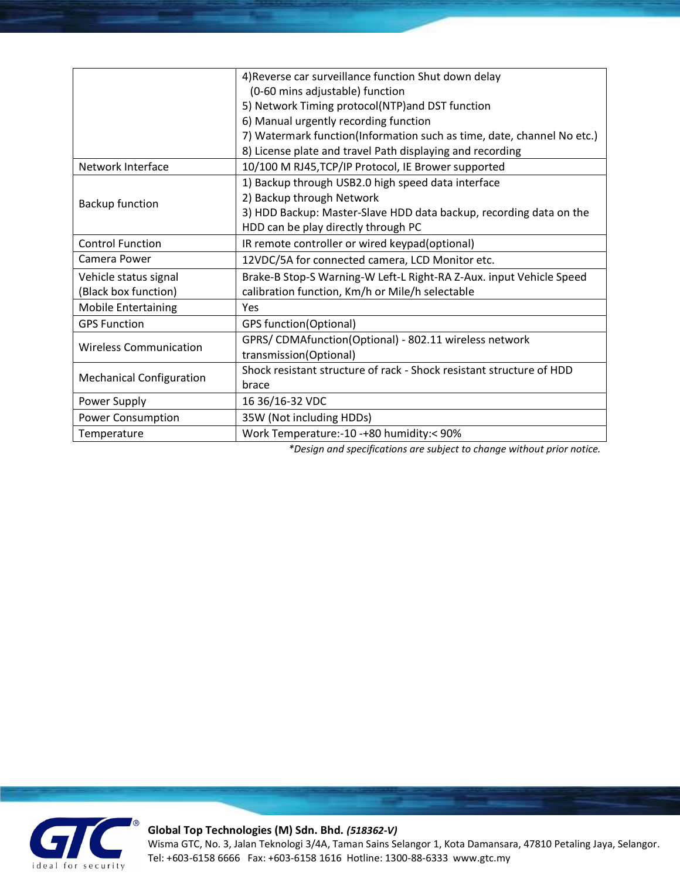| | |
|---|---|
| | 4)Reverse car surveillance function Shut down delay (0-60 mins adjustable) function<br>5) Network Timing protocol(NTP)and DST function<br>6) Manual urgently recording function<br>7) Watermark function(Information such as time, date, channel No etc.)<br>8) License plate and travel Path displaying and recording |
| Network Interface | 10/100 M RJ45,TCP/IP Protocol, IE Brower supported |
| Backup function | 1) Backup through USB2.0 high speed data interface<br>2) Backup through Network<br>3) HDD Backup: Master-Slave HDD data backup, recording data on the HDD can be play directly through PC |
| Control Function | IR remote controller or wired keypad(optional) |
| Camera Power | 12VDC/5A for connected camera, LCD Monitor etc. |
| Vehicle status signal (Black box function) | Brake-B Stop-S Warning-W Left-L Right-RA Z-Aux. input Vehicle Speed calibration function, Km/h or Mile/h selectable |
| Mobile Entertaining | Yes |
| GPS Function | GPS function(Optional) |
| Wireless Communication | GPRS/ CDMAfunction(Optional) - 802.11 wireless network transmission(Optional) |
| Mechanical Configuration | Shock resistant structure of rack - Shock resistant structure of HDD brace |
| Power Supply | 16 36/16-32 VDC |
| Power Consumption | 35W (Not including HDDs) |
| Temperature | Work Temperature:-10 -+80 humidity:< 90% |

*Design and specifications are subject to change without prior notice.*

**Global Top Technologies (M) Sdn. Bhd.** ***(518362-V)***
Wisma GTC, No. 3, Jalan Teknologi 3/4A, Taman Sains Selangor 1, Kota Damansara, 47810 Petaling Jaya, Selangor.
Tel: +603-6158 6666 Fax: +603-6158 1616 Hotline: 1300-88-6333 www.gtc.my